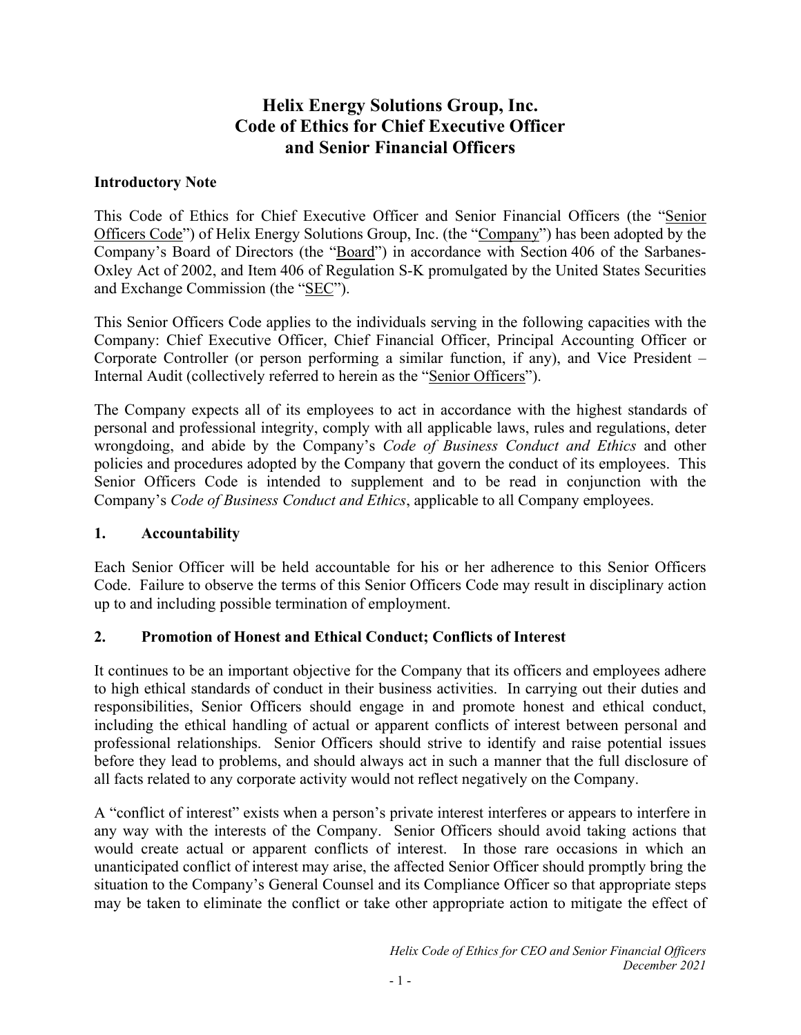# Helix Energy Solutions Group, Inc.
# Code of Ethics for Chief Executive Officer and Senior Financial Officers

## Introductory Note

This Code of Ethics for Chief Executive Officer and Senior Financial Officers (the "Senior Officers Code") of Helix Energy Solutions Group, Inc. (the "Company") has been adopted by the Company's Board of Directors (the "Board") in accordance with Section 406 of the Sarbanes-Oxley Act of 2002, and Item 406 of Regulation S-K promulgated by the United States Securities and Exchange Commission (the "SEC").

This Senior Officers Code applies to the individuals serving in the following capacities with the Company: Chief Executive Officer, Chief Financial Officer, Principal Accounting Officer or Corporate Controller (or person performing a similar function, if any), and Vice President – Internal Audit (collectively referred to herein as the "Senior Officers").

The Company expects all of its employees to act in accordance with the highest standards of personal and professional integrity, comply with all applicable laws, rules and regulations, deter wrongdoing, and abide by the Company's *Code of Business Conduct and Ethics* and other policies and procedures adopted by the Company that govern the conduct of its employees. This Senior Officers Code is intended to supplement and to be read in conjunction with the Company's *Code of Business Conduct and Ethics*, applicable to all Company employees.

## 1. Accountability

Each Senior Officer will be held accountable for his or her adherence to this Senior Officers Code. Failure to observe the terms of this Senior Officers Code may result in disciplinary action up to and including possible termination of employment.

## 2. Promotion of Honest and Ethical Conduct; Conflicts of Interest

It continues to be an important objective for the Company that its officers and employees adhere to high ethical standards of conduct in their business activities. In carrying out their duties and responsibilities, Senior Officers should engage in and promote honest and ethical conduct, including the ethical handling of actual or apparent conflicts of interest between personal and professional relationships. Senior Officers should strive to identify and raise potential issues before they lead to problems, and should always act in such a manner that the full disclosure of all facts related to any corporate activity would not reflect negatively on the Company.

A "conflict of interest" exists when a person's private interest interferes or appears to interfere in any way with the interests of the Company. Senior Officers should avoid taking actions that would create actual or apparent conflicts of interest. In those rare occasions in which an unanticipated conflict of interest may arise, the affected Senior Officer should promptly bring the situation to the Company's General Counsel and its Compliance Officer so that appropriate steps may be taken to eliminate the conflict or take other appropriate action to mitigate the effect of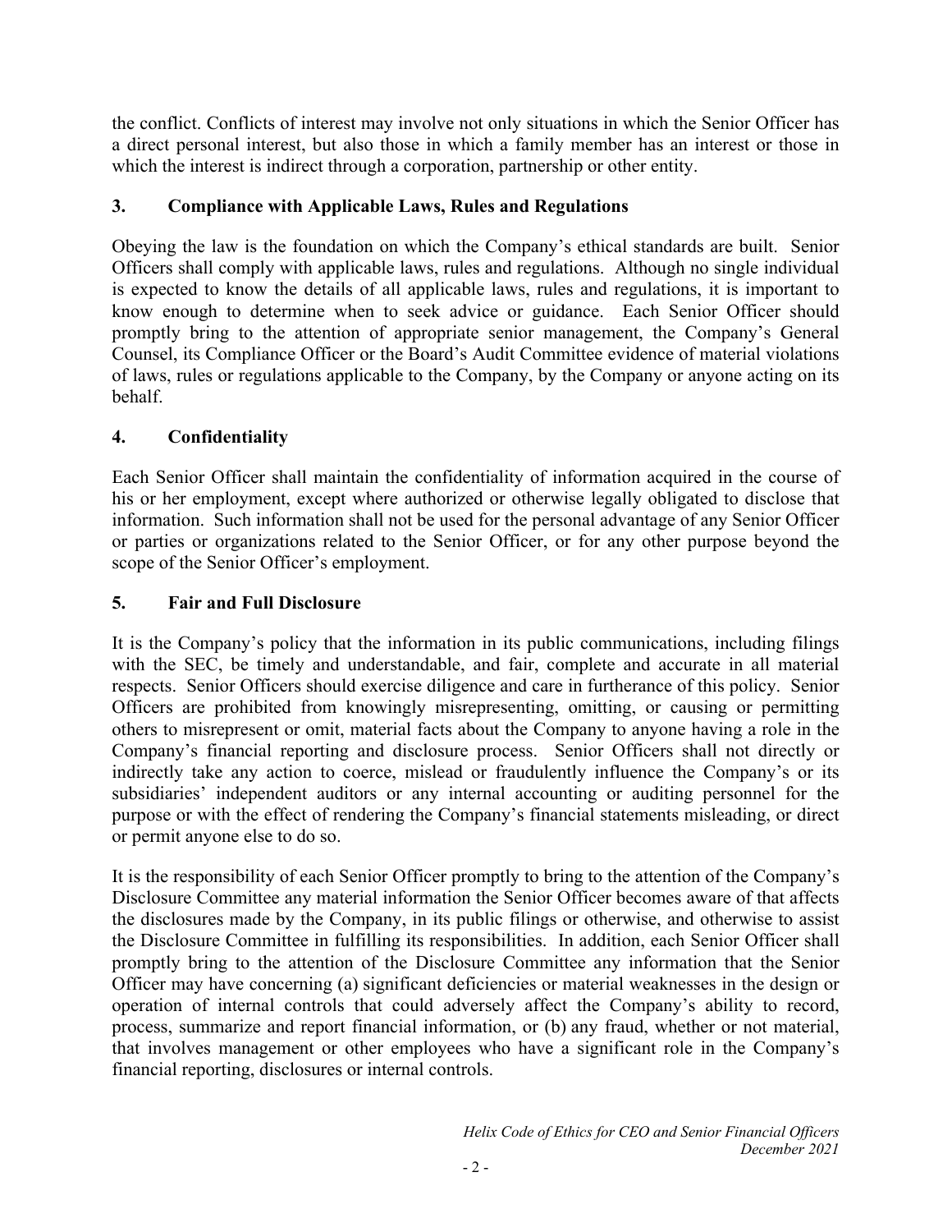the conflict. Conflicts of interest may involve not only situations in which the Senior Officer has a direct personal interest, but also those in which a family member has an interest or those in which the interest is indirect through a corporation, partnership or other entity.

## 3. Compliance with Applicable Laws, Rules and Regulations

Obeying the law is the foundation on which the Company's ethical standards are built. Senior Officers shall comply with applicable laws, rules and regulations. Although no single individual is expected to know the details of all applicable laws, rules and regulations, it is important to know enough to determine when to seek advice or guidance. Each Senior Officer should promptly bring to the attention of appropriate senior management, the Company's General Counsel, its Compliance Officer or the Board's Audit Committee evidence of material violations of laws, rules or regulations applicable to the Company, by the Company or anyone acting on its behalf.

## 4. Confidentiality

Each Senior Officer shall maintain the confidentiality of information acquired in the course of his or her employment, except where authorized or otherwise legally obligated to disclose that information. Such information shall not be used for the personal advantage of any Senior Officer or parties or organizations related to the Senior Officer, or for any other purpose beyond the scope of the Senior Officer's employment.

## 5. Fair and Full Disclosure

It is the Company's policy that the information in its public communications, including filings with the SEC, be timely and understandable, and fair, complete and accurate in all material respects. Senior Officers should exercise diligence and care in furtherance of this policy. Senior Officers are prohibited from knowingly misrepresenting, omitting, or causing or permitting others to misrepresent or omit, material facts about the Company to anyone having a role in the Company's financial reporting and disclosure process. Senior Officers shall not directly or indirectly take any action to coerce, mislead or fraudulently influence the Company's or its subsidiaries' independent auditors or any internal accounting or auditing personnel for the purpose or with the effect of rendering the Company's financial statements misleading, or direct or permit anyone else to do so.

It is the responsibility of each Senior Officer promptly to bring to the attention of the Company's Disclosure Committee any material information the Senior Officer becomes aware of that affects the disclosures made by the Company, in its public filings or otherwise, and otherwise to assist the Disclosure Committee in fulfilling its responsibilities. In addition, each Senior Officer shall promptly bring to the attention of the Disclosure Committee any information that the Senior Officer may have concerning (a) significant deficiencies or material weaknesses in the design or operation of internal controls that could adversely affect the Company's ability to record, process, summarize and report financial information, or (b) any fraud, whether or not material, that involves management or other employees who have a significant role in the Company's financial reporting, disclosures or internal controls.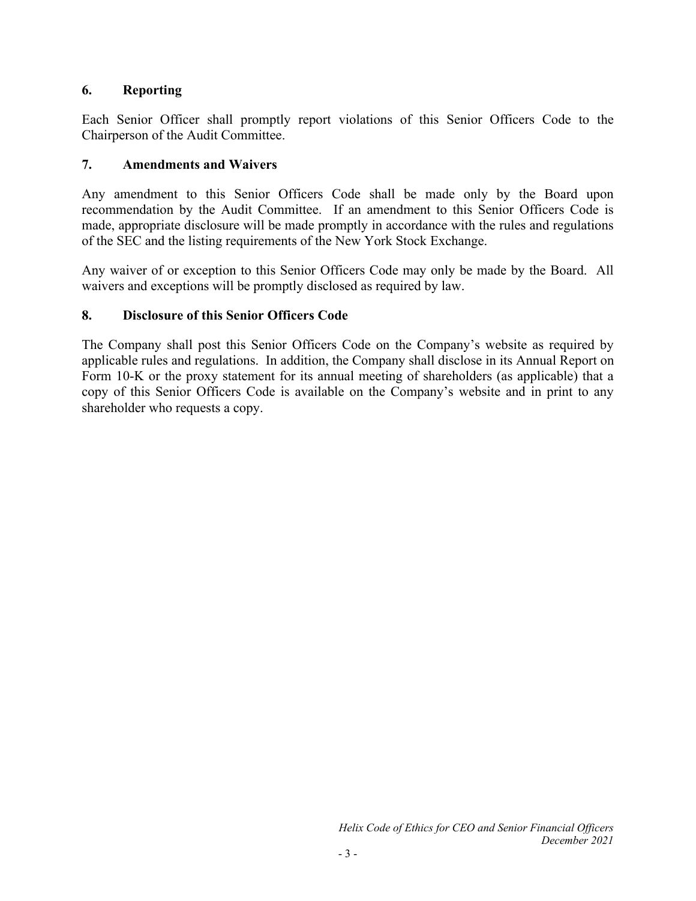## 6. Reporting

Each Senior Officer shall promptly report violations of this Senior Officers Code to the Chairperson of the Audit Committee.

## 7. Amendments and Waivers

Any amendment to this Senior Officers Code shall be made only by the Board upon recommendation by the Audit Committee. If an amendment to this Senior Officers Code is made, appropriate disclosure will be made promptly in accordance with the rules and regulations of the SEC and the listing requirements of the New York Stock Exchange.

Any waiver of or exception to this Senior Officers Code may only be made by the Board. All waivers and exceptions will be promptly disclosed as required by law.

## 8. Disclosure of this Senior Officers Code

The Company shall post this Senior Officers Code on the Company's website as required by applicable rules and regulations. In addition, the Company shall disclose in its Annual Report on Form 10-K or the proxy statement for its annual meeting of shareholders (as applicable) that a copy of this Senior Officers Code is available on the Company's website and in print to any shareholder who requests a copy.